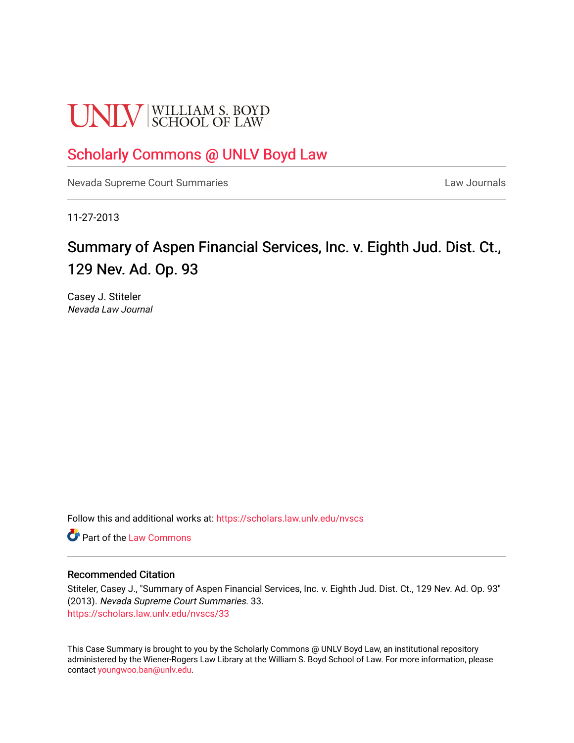UNLV | WILLIAM S. BOYD SCHOOL OF LAW

## Scholarly Commons @ UNLV Boyd Law

Nevada Supreme Court Summaries — Law Journals

11-27-2013

# Summary of Aspen Financial Services, Inc. v. Eighth Jud. Dist. Ct., 129 Nev. Ad. Op. 93

Casey J. Stiteler

*Nevada Law Journal*

Follow this and additional works at: https://scholars.law.unlv.edu/nvscs

Part of the Law Commons

### Recommended Citation

Stiteler, Casey J., "Summary of Aspen Financial Services, Inc. v. Eighth Jud. Dist. Ct., 129 Nev. Ad. Op. 93" (2013). *Nevada Supreme Court Summaries*. 33.
https://scholars.law.unlv.edu/nvscs/33

This Case Summary is brought to you by the Scholarly Commons @ UNLV Boyd Law, an institutional repository administered by the Wiener-Rogers Law Library at the William S. Boyd School of Law. For more information, please contact youngwoo.ban@unlv.edu.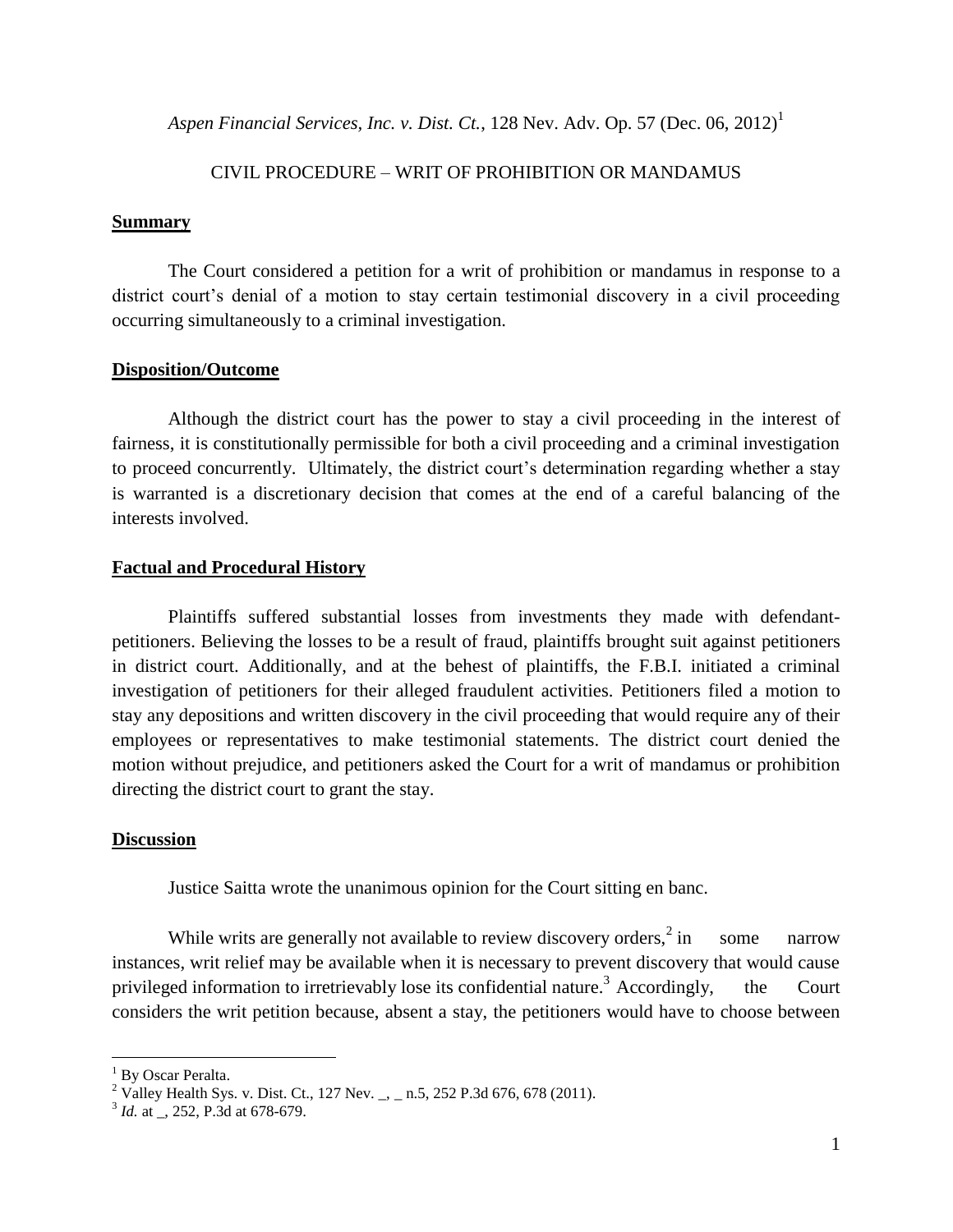*Aspen Financial Services, Inc. v. Dist. Ct.*, 128 Nev. Adv. Op. 57 (Dec. 06, 2012)[1]

CIVIL PROCEDURE – WRIT OF PROHIBITION OR MANDAMUS

**Summary**

The Court considered a petition for a writ of prohibition or mandamus in response to a district court's denial of a motion to stay certain testimonial discovery in a civil proceeding occurring simultaneously to a criminal investigation.

**Disposition/Outcome**

Although the district court has the power to stay a civil proceeding in the interest of fairness, it is constitutionally permissible for both a civil proceeding and a criminal investigation to proceed concurrently. Ultimately, the district court's determination regarding whether a stay is warranted is a discretionary decision that comes at the end of a careful balancing of the interests involved.

**Factual and Procedural History**

Plaintiffs suffered substantial losses from investments they made with defendant-petitioners. Believing the losses to be a result of fraud, plaintiffs brought suit against petitioners in district court. Additionally, and at the behest of plaintiffs, the F.B.I. initiated a criminal investigation of petitioners for their alleged fraudulent activities. Petitioners filed a motion to stay any depositions and written discovery in the civil proceeding that would require any of their employees or representatives to make testimonial statements. The district court denied the motion without prejudice, and petitioners asked the Court for a writ of mandamus or prohibition directing the district court to grant the stay.

**Discussion**

Justice Saitta wrote the unanimous opinion for the Court sitting en banc.

While writs are generally not available to review discovery orders,[2] in some narrow instances, writ relief may be available when it is necessary to prevent discovery that would cause privileged information to irretrievably lose its confidential nature.[3] Accordingly, the Court considers the writ petition because, absent a stay, the petitioners would have to choose between

---

[1] By Oscar Peralta.

[2] Valley Health Sys. v. Dist. Ct., 127 Nev. _, _ n.5, 252 P.3d 676, 678 (2011).

[3] *Id.* at _, 252, P.3d at 678-679.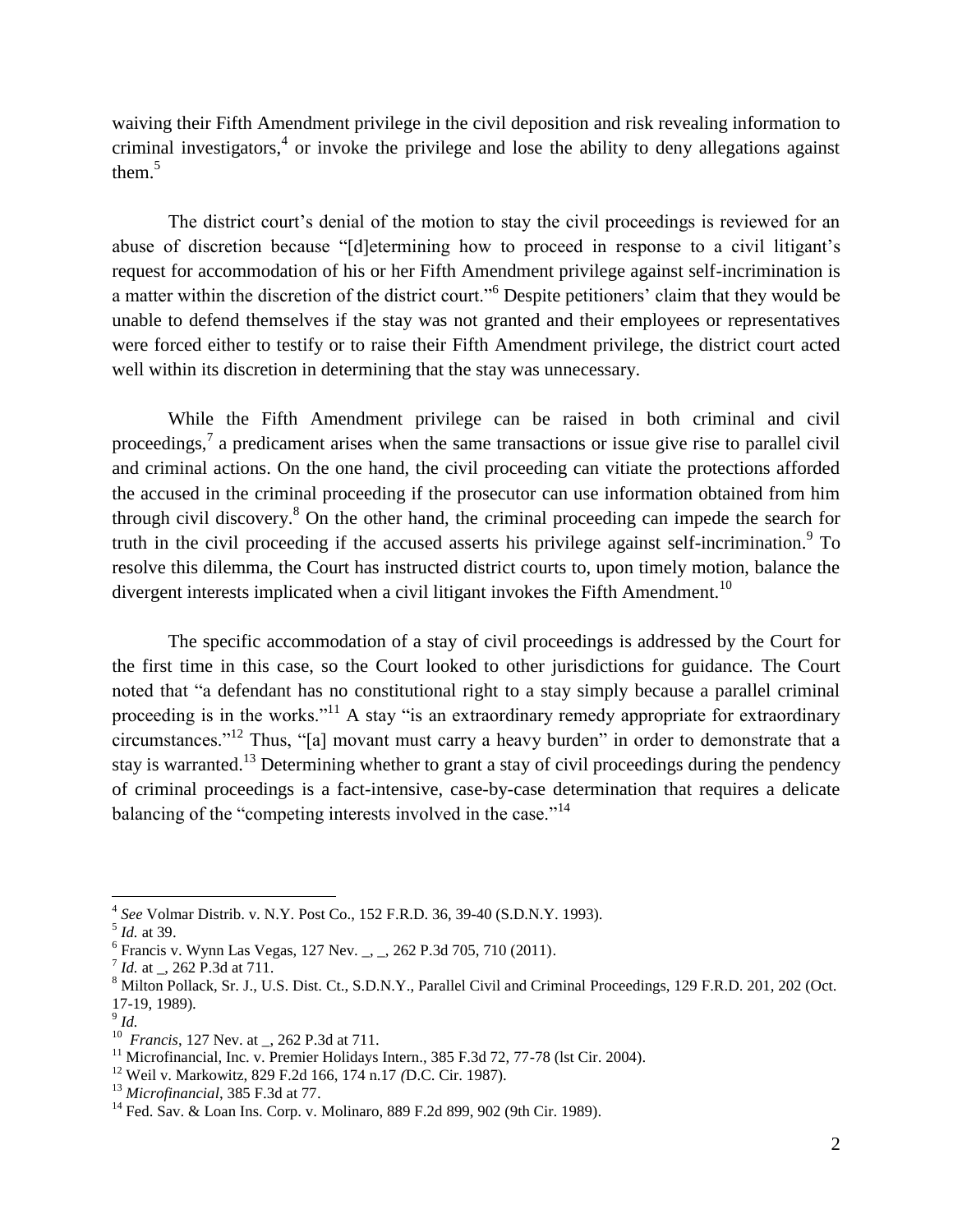waiving their Fifth Amendment privilege in the civil deposition and risk revealing information to criminal investigators,[4] or invoke the privilege and lose the ability to deny allegations against them.[5]

The district court's denial of the motion to stay the civil proceedings is reviewed for an abuse of discretion because "[d]etermining how to proceed in response to a civil litigant's request for accommodation of his or her Fifth Amendment privilege against self-incrimination is a matter within the discretion of the district court."[6] Despite petitioners' claim that they would be unable to defend themselves if the stay was not granted and their employees or representatives were forced either to testify or to raise their Fifth Amendment privilege, the district court acted well within its discretion in determining that the stay was unnecessary.

While the Fifth Amendment privilege can be raised in both criminal and civil proceedings,[7] a predicament arises when the same transactions or issue give rise to parallel civil and criminal actions. On the one hand, the civil proceeding can vitiate the protections afforded the accused in the criminal proceeding if the prosecutor can use information obtained from him through civil discovery.[8] On the other hand, the criminal proceeding can impede the search for truth in the civil proceeding if the accused asserts his privilege against self-incrimination.[9] To resolve this dilemma, the Court has instructed district courts to, upon timely motion, balance the divergent interests implicated when a civil litigant invokes the Fifth Amendment.[10]

The specific accommodation of a stay of civil proceedings is addressed by the Court for the first time in this case, so the Court looked to other jurisdictions for guidance. The Court noted that "a defendant has no constitutional right to a stay simply because a parallel criminal proceeding is in the works."[11] A stay "is an extraordinary remedy appropriate for extraordinary circumstances."[12] Thus, "[a] movant must carry a heavy burden" in order to demonstrate that a stay is warranted.[13] Determining whether to grant a stay of civil proceedings during the pendency of criminal proceedings is a fact-intensive, case-by-case determination that requires a delicate balancing of the "competing interests involved in the case."[14]

---

[4] *See* Volmar Distrib. v. N.Y. Post Co., 152 F.R.D. 36, 39-40 (S.D.N.Y. 1993).

[5] *Id.* at 39.

[6] Francis v. Wynn Las Vegas, 127 Nev. _, _, 262 P.3d 705, 710 (2011).

[7] *Id.* at _, 262 P.3d at 711.

[8] Milton Pollack, Sr. J., U.S. Dist. Ct., S.D.N.Y., Parallel Civil and Criminal Proceedings, 129 F.R.D. 201, 202 (Oct. 17-19, 1989).

[9] *Id.*

[10] *Francis*, 127 Nev. at _, 262 P.3d at 711.

[11] Microfinancial, Inc. v. Premier Holidays Intern., 385 F.3d 72, 77-78 (lst Cir. 2004).

[12] Weil v. Markowitz, 829 F.2d 166, 174 n.17 (D.C. Cir. 1987).

[13] *Microfinancial*, 385 F.3d at 77.

[14] Fed. Sav. & Loan Ins. Corp. v. Molinaro, 889 F.2d 899, 902 (9th Cir. 1989).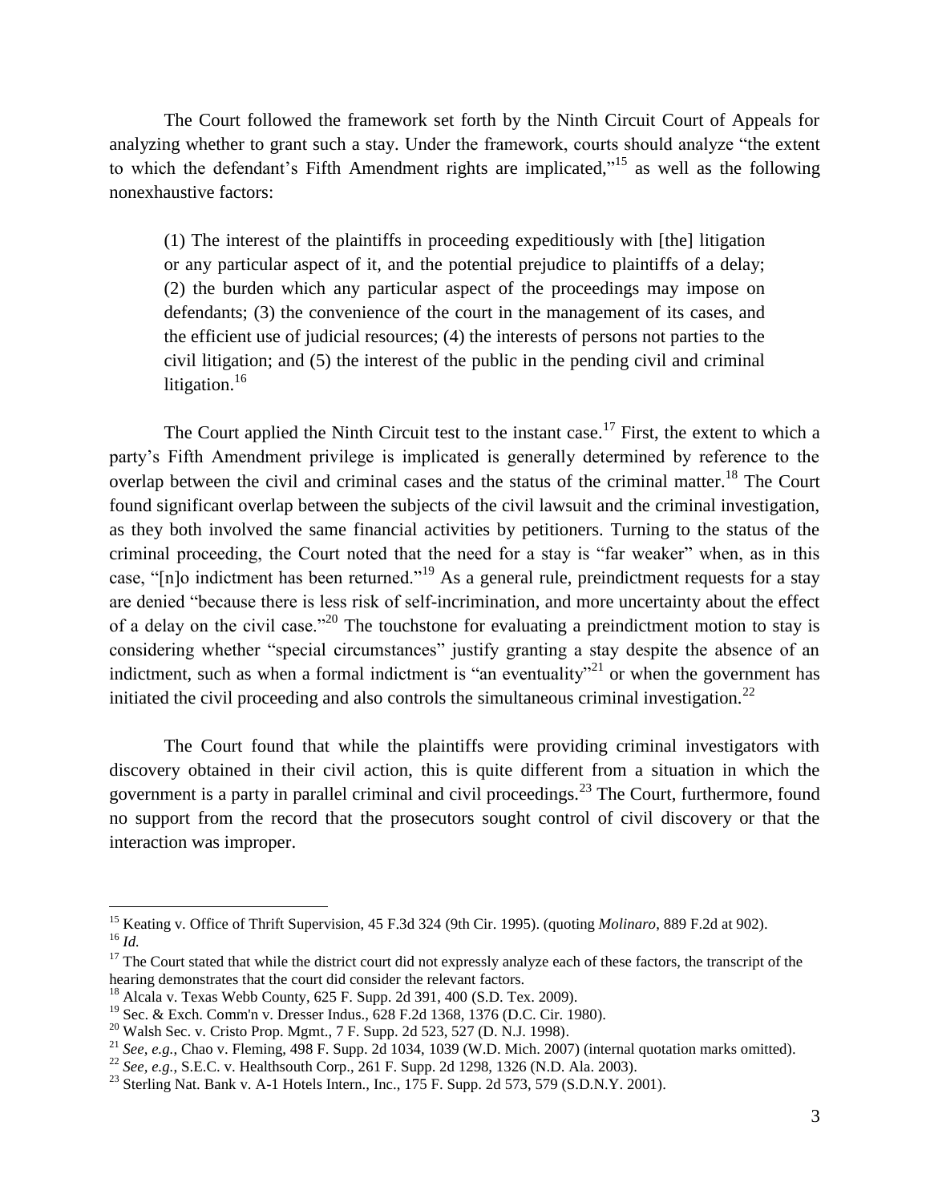The Court followed the framework set forth by the Ninth Circuit Court of Appeals for analyzing whether to grant such a stay. Under the framework, courts should analyze "the extent to which the defendant's Fifth Amendment rights are implicated,"[15] as well as the following nonexhaustive factors:

> (1) The interest of the plaintiffs in proceeding expeditiously with [the] litigation or any particular aspect of it, and the potential prejudice to plaintiffs of a delay; (2) the burden which any particular aspect of the proceedings may impose on defendants; (3) the convenience of the court in the management of its cases, and the efficient use of judicial resources; (4) the interests of persons not parties to the civil litigation; and (5) the interest of the public in the pending civil and criminal litigation.[16]

The Court applied the Ninth Circuit test to the instant case.[17] First, the extent to which a party's Fifth Amendment privilege is implicated is generally determined by reference to the overlap between the civil and criminal cases and the status of the criminal matter.[18] The Court found significant overlap between the subjects of the civil lawsuit and the criminal investigation, as they both involved the same financial activities by petitioners. Turning to the status of the criminal proceeding, the Court noted that the need for a stay is "far weaker" when, as in this case, "[n]o indictment has been returned."[19] As a general rule, preindictment requests for a stay are denied "because there is less risk of self-incrimination, and more uncertainty about the effect of a delay on the civil case."[20] The touchstone for evaluating a preindictment motion to stay is considering whether "special circumstances" justify granting a stay despite the absence of an indictment, such as when a formal indictment is "an eventuality"[21] or when the government has initiated the civil proceeding and also controls the simultaneous criminal investigation.[22]

The Court found that while the plaintiffs were providing criminal investigators with discovery obtained in their civil action, this is quite different from a situation in which the government is a party in parallel criminal and civil proceedings.[23] The Court, furthermore, found no support from the record that the prosecutors sought control of civil discovery or that the interaction was improper.

---

[15] Keating v. Office of Thrift Supervision, 45 F.3d 324 (9th Cir. 1995). (quoting *Molinaro*, 889 F.2d at 902).

[16] *Id.*

[17] The Court stated that while the district court did not expressly analyze each of these factors, the transcript of the hearing demonstrates that the court did consider the relevant factors.

[18] Alcala v. Texas Webb County, 625 F. Supp. 2d 391, 400 (S.D. Tex. 2009).

[19] Sec. & Exch. Comm'n v. Dresser Indus., 628 F.2d 1368, 1376 (D.C. Cir. 1980).

[20] Walsh Sec. v. Cristo Prop. Mgmt., 7 F. Supp. 2d 523, 527 (D. N.J. 1998).

[21] *See, e.g.*, Chao v. Fleming, 498 F. Supp. 2d 1034, 1039 (W.D. Mich. 2007) (internal quotation marks omitted).

[22] *See, e.g.*, S.E.C. v. Healthsouth Corp., 261 F. Supp. 2d 1298, 1326 (N.D. Ala. 2003).

[23] Sterling Nat. Bank v. A-1 Hotels Intern., Inc., 175 F. Supp. 2d 573, 579 (S.D.N.Y. 2001).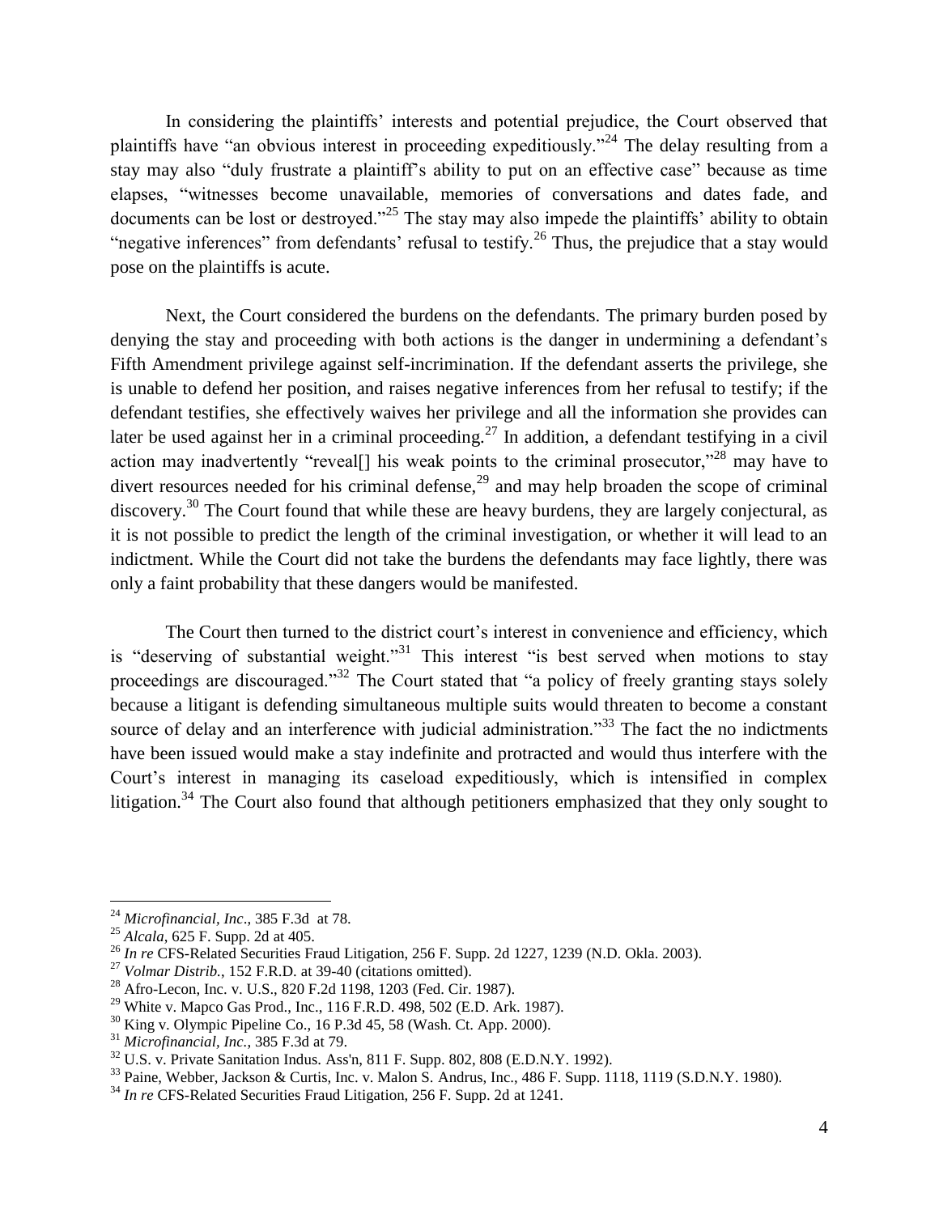In considering the plaintiffs' interests and potential prejudice, the Court observed that plaintiffs have "an obvious interest in proceeding expeditiously."[24] The delay resulting from a stay may also "duly frustrate a plaintiff's ability to put on an effective case" because as time elapses, "witnesses become unavailable, memories of conversations and dates fade, and documents can be lost or destroyed."[25] The stay may also impede the plaintiffs' ability to obtain "negative inferences" from defendants' refusal to testify.[26] Thus, the prejudice that a stay would pose on the plaintiffs is acute.

Next, the Court considered the burdens on the defendants. The primary burden posed by denying the stay and proceeding with both actions is the danger in undermining a defendant's Fifth Amendment privilege against self-incrimination. If the defendant asserts the privilege, she is unable to defend her position, and raises negative inferences from her refusal to testify; if the defendant testifies, she effectively waives her privilege and all the information she provides can later be used against her in a criminal proceeding.[27] In addition, a defendant testifying in a civil action may inadvertently "reveal[] his weak points to the criminal prosecutor,"[28] may have to divert resources needed for his criminal defense,[29] and may help broaden the scope of criminal discovery.[30] The Court found that while these are heavy burdens, they are largely conjectural, as it is not possible to predict the length of the criminal investigation, or whether it will lead to an indictment. While the Court did not take the burdens the defendants may face lightly, there was only a faint probability that these dangers would be manifested.

The Court then turned to the district court's interest in convenience and efficiency, which is "deserving of substantial weight."[31] This interest "is best served when motions to stay proceedings are discouraged."[32] The Court stated that "a policy of freely granting stays solely because a litigant is defending simultaneous multiple suits would threaten to become a constant source of delay and an interference with judicial administration."[33] The fact the no indictments have been issued would make a stay indefinite and protracted and would thus interfere with the Court's interest in managing its caseload expeditiously, which is intensified in complex litigation.[34] The Court also found that although petitioners emphasized that they only sought to

---

[24] *Microfinancial, Inc*., 385 F.3d at 78.

[25] *Alcala*, 625 F. Supp. 2d at 405.

[26] *In re* CFS-Related Securities Fraud Litigation, 256 F. Supp. 2d 1227, 1239 (N.D. Okla. 2003).

[27] *Volmar Distrib.*, 152 F.R.D. at 39-40 (citations omitted).

[28] Afro-Lecon, Inc. v. U.S., 820 F.2d 1198, 1203 (Fed. Cir. 1987).

[29] White v. Mapco Gas Prod., Inc., 116 F.R.D. 498, 502 (E.D. Ark. 1987).

[30] King v. Olympic Pipeline Co., 16 P.3d 45, 58 (Wash. Ct. App. 2000).

[31] *Microfinancial, Inc.*, 385 F.3d at 79.

[32] U.S. v. Private Sanitation Indus. Ass'n, 811 F. Supp. 802, 808 (E.D.N.Y. 1992).

[33] Paine, Webber, Jackson & Curtis, Inc. v. Malon S. Andrus, Inc., 486 F. Supp. 1118, 1119 (S.D.N.Y. 1980).

[34] *In re* CFS-Related Securities Fraud Litigation, 256 F. Supp. 2d at 1241.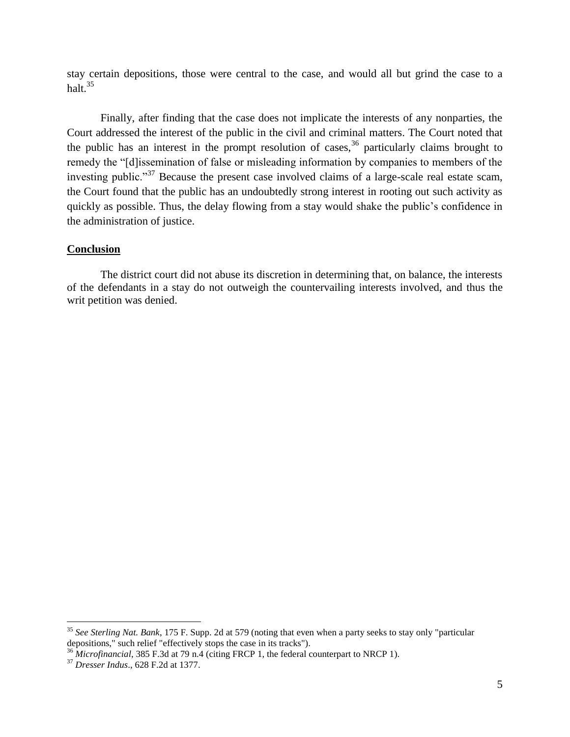stay certain depositions, those were central to the case, and would all but grind the case to a halt.[35]

Finally, after finding that the case does not implicate the interests of any nonparties, the Court addressed the interest of the public in the civil and criminal matters. The Court noted that the public has an interest in the prompt resolution of cases,[36] particularly claims brought to remedy the "[d]issemination of false or misleading information by companies to members of the investing public."[37] Because the present case involved claims of a large-scale real estate scam, the Court found that the public has an undoubtedly strong interest in rooting out such activity as quickly as possible. Thus, the delay flowing from a stay would shake the public's confidence in the administration of justice.

**Conclusion**

The district court did not abuse its discretion in determining that, on balance, the interests of the defendants in a stay do not outweigh the countervailing interests involved, and thus the writ petition was denied.

---

[35] *See Sterling Nat. Bank*, 175 F. Supp. 2d at 579 (noting that even when a party seeks to stay only "particular depositions," such relief "effectively stops the case in its tracks").

[36] *Microfinancial*, 385 F.3d at 79 n.4 (citing FRCP 1, the federal counterpart to NRCP 1).

[37] *Dresser Indus*., 628 F.2d at 1377.